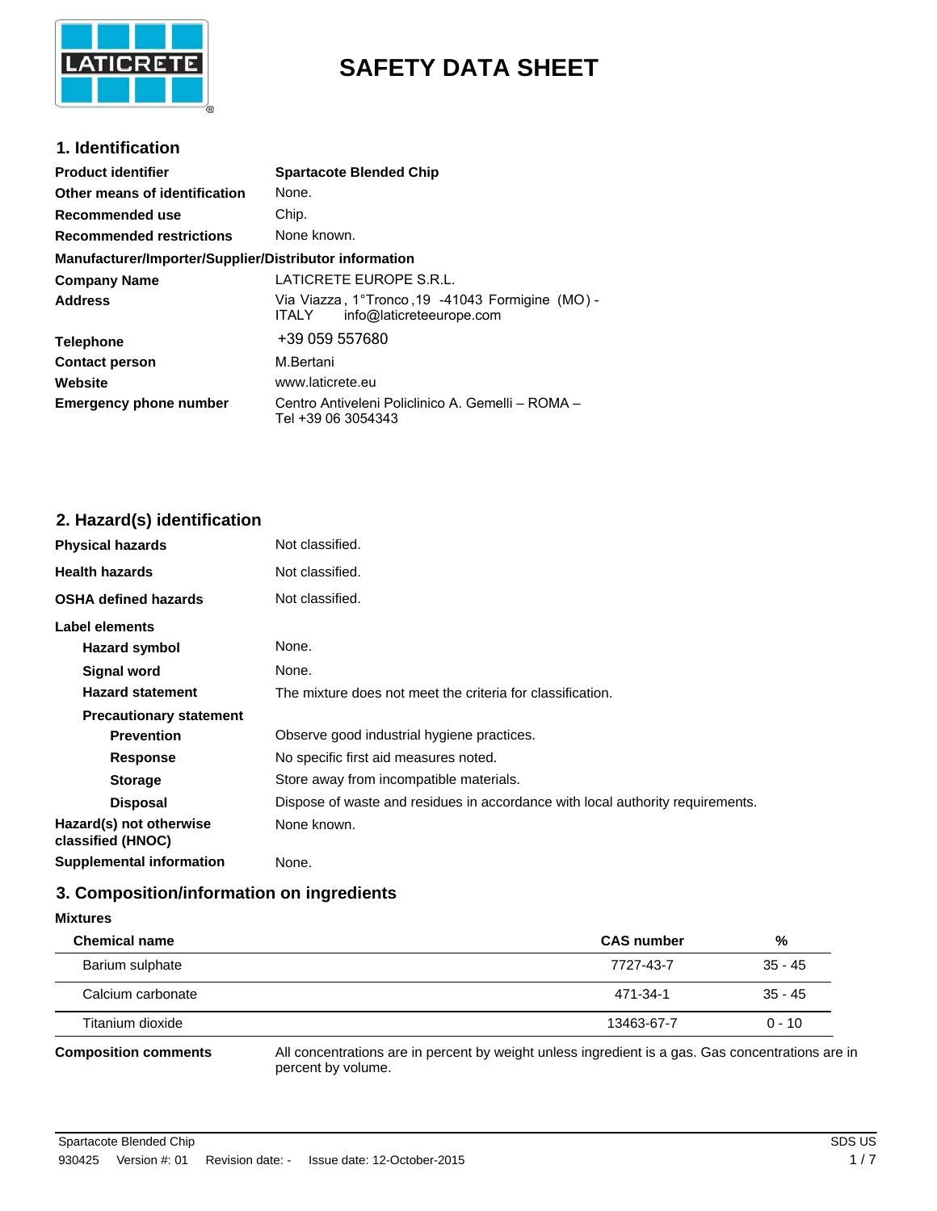# SAFETY DATA SHEET

## 1. Identification

| | |
|---|---|
| **Product identifier** | **Spartacote Blended Chip** |
| **Other means of identification** | None. |
| **Recommended use** | Chip. |
| **Recommended restrictions** | None known. |

**Manufacturer/Importer/Supplier/Distributor information**

| | |
|---|---|
| **Company Name** | LATICRETE EUROPE S.R.L. |
| **Address** | Via Viazza , 1°Tronco ,19 -41043 Formigine (MO) - ITALY info@laticreteeurope.com |
| **Telephone** | +39 059 557680 |
| **Contact person** | M.Bertani |
| **Website** | www.laticrete.eu |
| **Emergency phone number** | Centro Antiveleni Policlinico A. Gemelli – ROMA – Tel +39 06 3054343 |

## 2. Hazard(s) identification

| | |
|---|---|
| **Physical hazards** | Not classified. |
| **Health hazards** | Not classified. |
| **OSHA defined hazards** | Not classified. |

**Label elements**

| | |
|---|---|
| **Hazard symbol** | None. |
| **Signal word** | None. |
| **Hazard statement** | The mixture does not meet the criteria for classification. |

**Precautionary statement**

| | |
|---|---|
| **Prevention** | Observe good industrial hygiene practices. |
| **Response** | No specific first aid measures noted. |
| **Storage** | Store away from incompatible materials. |
| **Disposal** | Dispose of waste and residues in accordance with local authority requirements. |
| **Hazard(s) not otherwise classified (HNOC)** | None known. |
| **Supplemental information** | None. |

## 3. Composition/information on ingredients

**Mixtures**

| Chemical name | CAS number | % |
|---|---|---|
| Barium sulphate | 7727-43-7 | 35 - 45 |
| Calcium carbonate | 471-34-1 | 35 - 45 |
| Titanium dioxide | 13463-67-7 | 0 - 10 |

**Composition comments** All concentrations are in percent by weight unless ingredient is a gas. Gas concentrations are in percent by volume.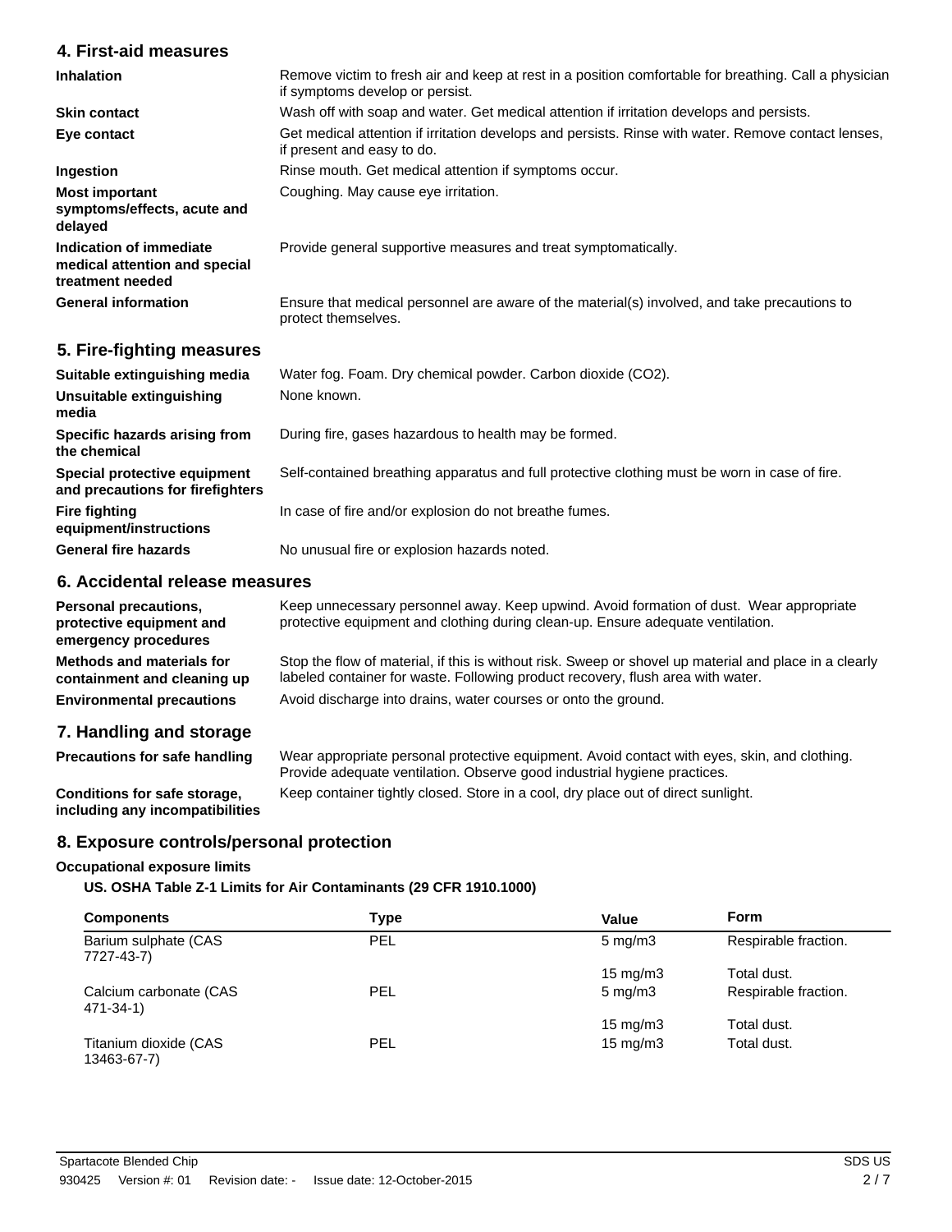## 4. First-aid measures

| | |
|---|---|
| **Inhalation** | Remove victim to fresh air and keep at rest in a position comfortable for breathing. Call a physician if symptoms develop or persist. |
| **Skin contact** | Wash off with soap and water. Get medical attention if irritation develops and persists. |
| **Eye contact** | Get medical attention if irritation develops and persists. Rinse with water. Remove contact lenses, if present and easy to do. |
| **Ingestion** | Rinse mouth. Get medical attention if symptoms occur. |
| **Most important symptoms/effects, acute and delayed** | Coughing. May cause eye irritation. |
| **Indication of immediate medical attention and special treatment needed** | Provide general supportive measures and treat symptomatically. |
| **General information** | Ensure that medical personnel are aware of the material(s) involved, and take precautions to protect themselves. |

## 5. Fire-fighting measures

| | |
|---|---|
| **Suitable extinguishing media** | Water fog. Foam. Dry chemical powder. Carbon dioxide ($CO_2$). |
| **Unsuitable extinguishing media** | None known. |
| **Specific hazards arising from the chemical** | During fire, gases hazardous to health may be formed. |
| **Special protective equipment and precautions for firefighters** | Self-contained breathing apparatus and full protective clothing must be worn in case of fire. |
| **Fire fighting equipment/instructions** | In case of fire and/or explosion do not breathe fumes. |
| **General fire hazards** | No unusual fire or explosion hazards noted. |

## 6. Accidental release measures

| | |
|---|---|
| **Personal precautions, protective equipment and emergency procedures** | Keep unnecessary personnel away. Keep upwind. Avoid formation of dust. Wear appropriate protective equipment and clothing during clean-up. Ensure adequate ventilation. |
| **Methods and materials for containment and cleaning up** | Stop the flow of material, if this is without risk. Sweep or shovel up material and place in a clearly labeled container for waste. Following product recovery, flush area with water. |
| **Environmental precautions** | Avoid discharge into drains, water courses or onto the ground. |

## 7. Handling and storage

| | |
|---|---|
| **Precautions for safe handling** | Wear appropriate personal protective equipment. Avoid contact with eyes, skin, and clothing. Provide adequate ventilation. Observe good industrial hygiene practices. |
| **Conditions for safe storage, including any incompatibilities** | Keep container tightly closed. Store in a cool, dry place out of direct sunlight. |

## 8. Exposure controls/personal protection

**Occupational exposure limits**

**US. OSHA Table Z-1 Limits for Air Contaminants (29 CFR 1910.1000)**

| Components | Type | Value | Form |
|---|---|---|---|
| Barium sulphate (CAS 7727-43-7) | PEL | 5 mg/m3 | Respirable fraction. |
| | | 15 mg/m3 | Total dust. |
| Calcium carbonate (CAS 471-34-1) | PEL | 5 mg/m3 | Respirable fraction. |
| | | 15 mg/m3 | Total dust. |
| Titanium dioxide (CAS 13463-67-7) | PEL | 15 mg/m3 | Total dust. |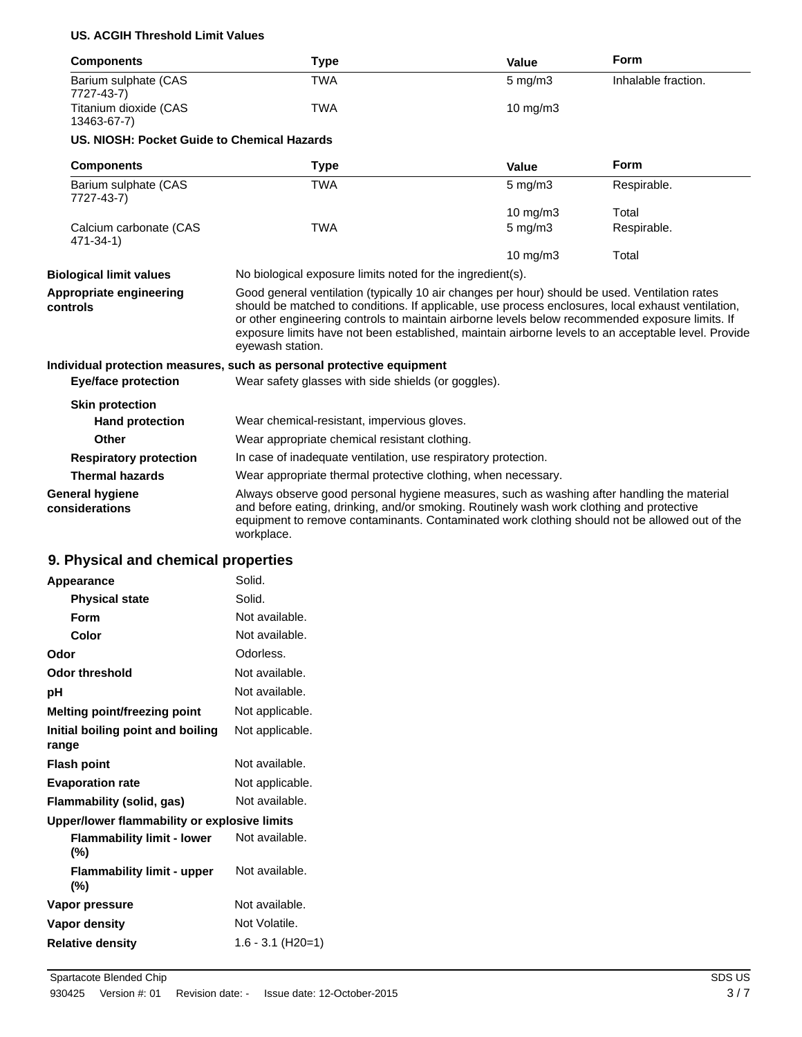**US. ACGIH Threshold Limit Values**

| Components | Type | Value | Form |
| --- | --- | --- | --- |
| Barium sulphate (CAS 7727-43-7) | TWA | 5 mg/m3 | Inhalable fraction. |
| Titanium dioxide (CAS 13463-67-7) | TWA | 10 mg/m3 | |

**US. NIOSH: Pocket Guide to Chemical Hazards**

| Components | Type | Value | Form |
| --- | --- | --- | --- |
| Barium sulphate (CAS 7727-43-7) | TWA | 5 mg/m3 | Respirable. |
| | | 10 mg/m3 | Total |
| Calcium carbonate (CAS 471-34-1) | TWA | 5 mg/m3 | Respirable. |
| | | 10 mg/m3 | Total |

**Biological limit values** No biological exposure limits noted for the ingredient(s).

**Appropriate engineering controls** Good general ventilation (typically 10 air changes per hour) should be used. Ventilation rates should be matched to conditions. If applicable, use process enclosures, local exhaust ventilation, or other engineering controls to maintain airborne levels below recommended exposure limits. If exposure limits have not been established, maintain airborne levels to an acceptable level. Provide eyewash station.

**Individual protection measures, such as personal protective equipment**

**Eye/face protection** Wear safety glasses with side shields (or goggles).

**Skin protection**

**Hand protection** Wear chemical-resistant, impervious gloves.

**Other** Wear appropriate chemical resistant clothing.

**Respiratory protection** In case of inadequate ventilation, use respiratory protection.

**Thermal hazards** Wear appropriate thermal protective clothing, when necessary.

**General hygiene considerations** Always observe good personal hygiene measures, such as washing after handling the material and before eating, drinking, and/or smoking. Routinely wash work clothing and protective equipment to remove contaminants. Contaminated work clothing should not be allowed out of the workplace.

## 9. Physical and chemical properties

| | |
| --- | --- |
| **Appearance** | Solid. |
| **Physical state** | Solid. |
| **Form** | Not available. |
| **Color** | Not available. |
| **Odor** | Odorless. |
| **Odor threshold** | Not available. |
| **pH** | Not available. |
| **Melting point/freezing point** | Not applicable. |
| **Initial boiling point and boiling range** | Not applicable. |
| **Flash point** | Not available. |
| **Evaporation rate** | Not applicable. |
| **Flammability (solid, gas)** | Not available. |
| **Upper/lower flammability or explosive limits** | |
| **Flammability limit - lower (%)** | Not available. |
| **Flammability limit - upper (%)** | Not available. |
| **Vapor pressure** | Not available. |
| **Vapor density** | Not Volatile. |
| **Relative density** | 1.6 - 3.1 (H20=1) |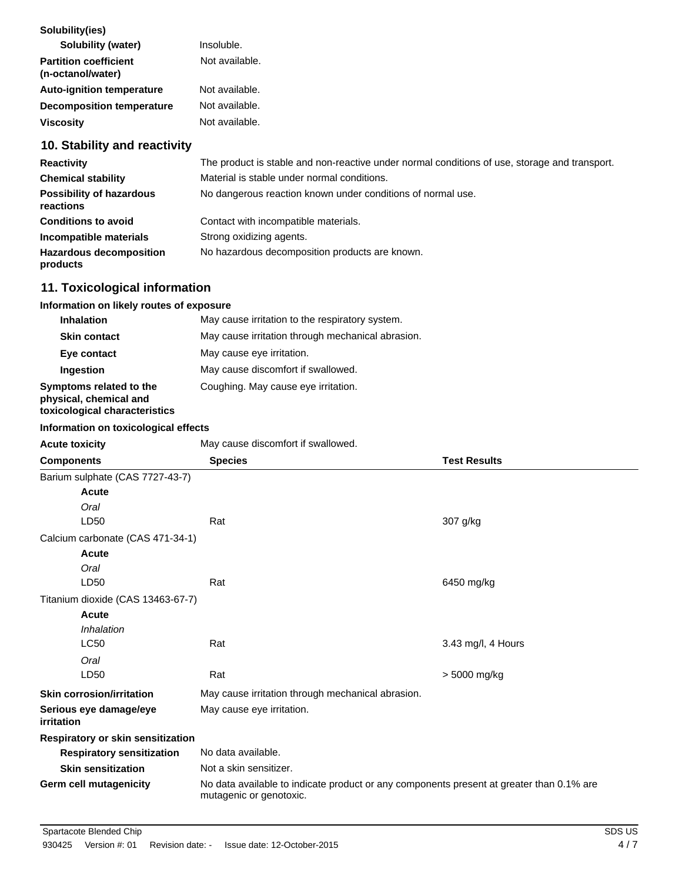**Solubility(ies)**

| | |
|---|---|
| **Solubility (water)** | Insoluble. |
| **Partition coefficient (n-octanol/water)** | Not available. |
| **Auto-ignition temperature** | Not available. |
| **Decomposition temperature** | Not available. |
| **Viscosity** | Not available. |

## 10. Stability and reactivity

| | |
|---|---|
| **Reactivity** | The product is stable and non-reactive under normal conditions of use, storage and transport. |
| **Chemical stability** | Material is stable under normal conditions. |
| **Possibility of hazardous reactions** | No dangerous reaction known under conditions of normal use. |
| **Conditions to avoid** | Contact with incompatible materials. |
| **Incompatible materials** | Strong oxidizing agents. |
| **Hazardous decomposition products** | No hazardous decomposition products are known. |

## 11. Toxicological information

**Information on likely routes of exposure**

| | |
|---|---|
| **Inhalation** | May cause irritation to the respiratory system. |
| **Skin contact** | May cause irritation through mechanical abrasion. |
| **Eye contact** | May cause eye irritation. |
| **Ingestion** | May cause discomfort if swallowed. |
| **Symptoms related to the physical, chemical and toxicological characteristics** | Coughing. May cause eye irritation. |

**Information on toxicological effects**

**Acute toxicity** May cause discomfort if swallowed.

| Components | Species | Test Results |
|---|---|---|
| Barium sulphate (CAS 7727-43-7) | | |
| **Acute** | | |
| *Oral* | | |
| LD50 | Rat | 307 g/kg |
| Calcium carbonate (CAS 471-34-1) | | |
| **Acute** | | |
| *Oral* | | |
| LD50 | Rat | 6450 mg/kg |
| Titanium dioxide (CAS 13463-67-7) | | |
| **Acute** | | |
| *Inhalation* | | |
| LC50 | Rat | 3.43 mg/l, 4 Hours |
| *Oral* | | |
| LD50 | Rat | > 5000 mg/kg |

| | |
|---|---|
| **Skin corrosion/irritation** | May cause irritation through mechanical abrasion. |
| **Serious eye damage/eye irritation** | May cause eye irritation. |

**Respiratory or skin sensitization**

| | |
|---|---|
| **Respiratory sensitization** | No data available. |
| **Skin sensitization** | Not a skin sensitizer. |
| **Germ cell mutagenicity** | No data available to indicate product or any components present at greater than 0.1% are mutagenic or genotoxic. |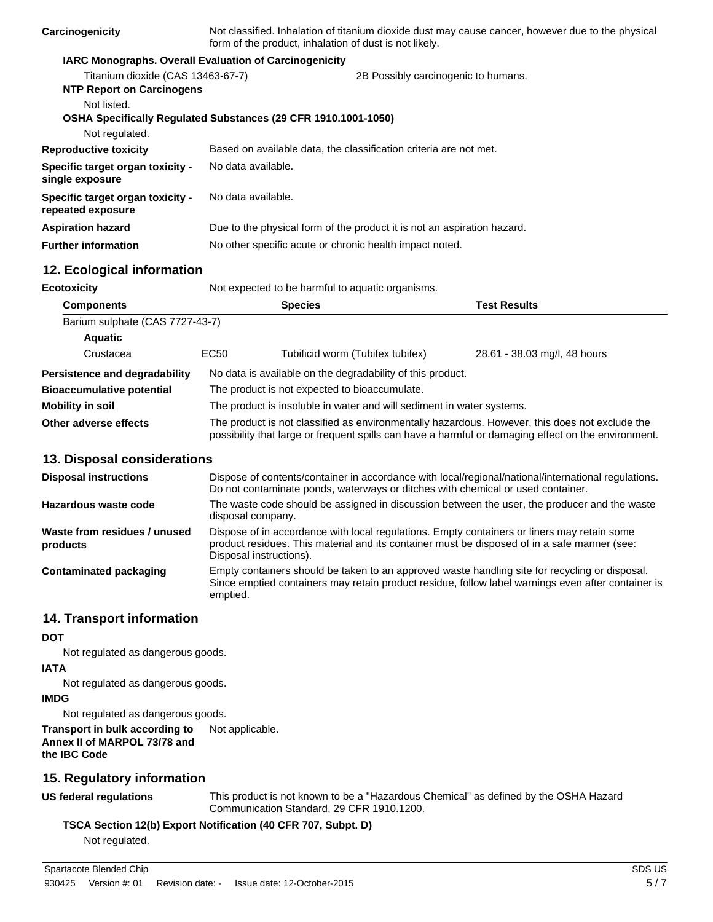**Carcinogenicity** Not classified. Inhalation of titanium dioxide dust may cause cancer, however due to the physical form of the product, inhalation of dust is not likely.

**IARC Monographs. Overall Evaluation of Carcinogenicity**

Titanium dioxide (CAS 13463-67-7) 2B Possibly carcinogenic to humans.

**NTP Report on Carcinogens**

Not listed.

**OSHA Specifically Regulated Substances (29 CFR 1910.1001-1050)**

Not regulated.

**Reproductive toxicity** Based on available data, the classification criteria are not met.

**Specific target organ toxicity - single exposure** No data available.

**Specific target organ toxicity - repeated exposure** No data available.

**Aspiration hazard** Due to the physical form of the product it is not an aspiration hazard.

**Further information** No other specific acute or chronic health impact noted.

## 12. Ecological information

**Ecotoxicity** Not expected to be harmful to aquatic organisms.

| Components | | Species | Test Results |
|---|---|---|---|
| Barium sulphate (CAS 7727-43-7) | | | |
| **Aquatic** | | | |
| Crustacea | EC50 | Tubificid worm (Tubifex tubifex) | 28.61 - 38.03 mg/l, 48 hours |

**Persistence and degradability** No data is available on the degradability of this product.

**Bioaccumulative potential** The product is not expected to bioaccumulate.

**Mobility in soil** The product is insoluble in water and will sediment in water systems.

**Other adverse effects** The product is not classified as environmentally hazardous. However, this does not exclude the possibility that large or frequent spills can have a harmful or damaging effect on the environment.

## 13. Disposal considerations

**Disposal instructions** Dispose of contents/container in accordance with local/regional/national/international regulations. Do not contaminate ponds, waterways or ditches with chemical or used container.

**Hazardous waste code** The waste code should be assigned in discussion between the user, the producer and the waste disposal company.

**Waste from residues / unused products** Dispose of in accordance with local regulations. Empty containers or liners may retain some product residues. This material and its container must be disposed of in a safe manner (see: Disposal instructions).

**Contaminated packaging** Empty containers should be taken to an approved waste handling site for recycling or disposal. Since emptied containers may retain product residue, follow label warnings even after container is emptied.

## 14. Transport information

**DOT**

Not regulated as dangerous goods.

**IATA**

Not regulated as dangerous goods.

**IMDG**

Not regulated as dangerous goods.

**Transport in bulk according to Annex II of MARPOL 73/78 and the IBC Code** Not applicable.

## 15. Regulatory information

**US federal regulations** This product is not known to be a "Hazardous Chemical" as defined by the OSHA Hazard Communication Standard, 29 CFR 1910.1200.

**TSCA Section 12(b) Export Notification (40 CFR 707, Subpt. D)**

Not regulated.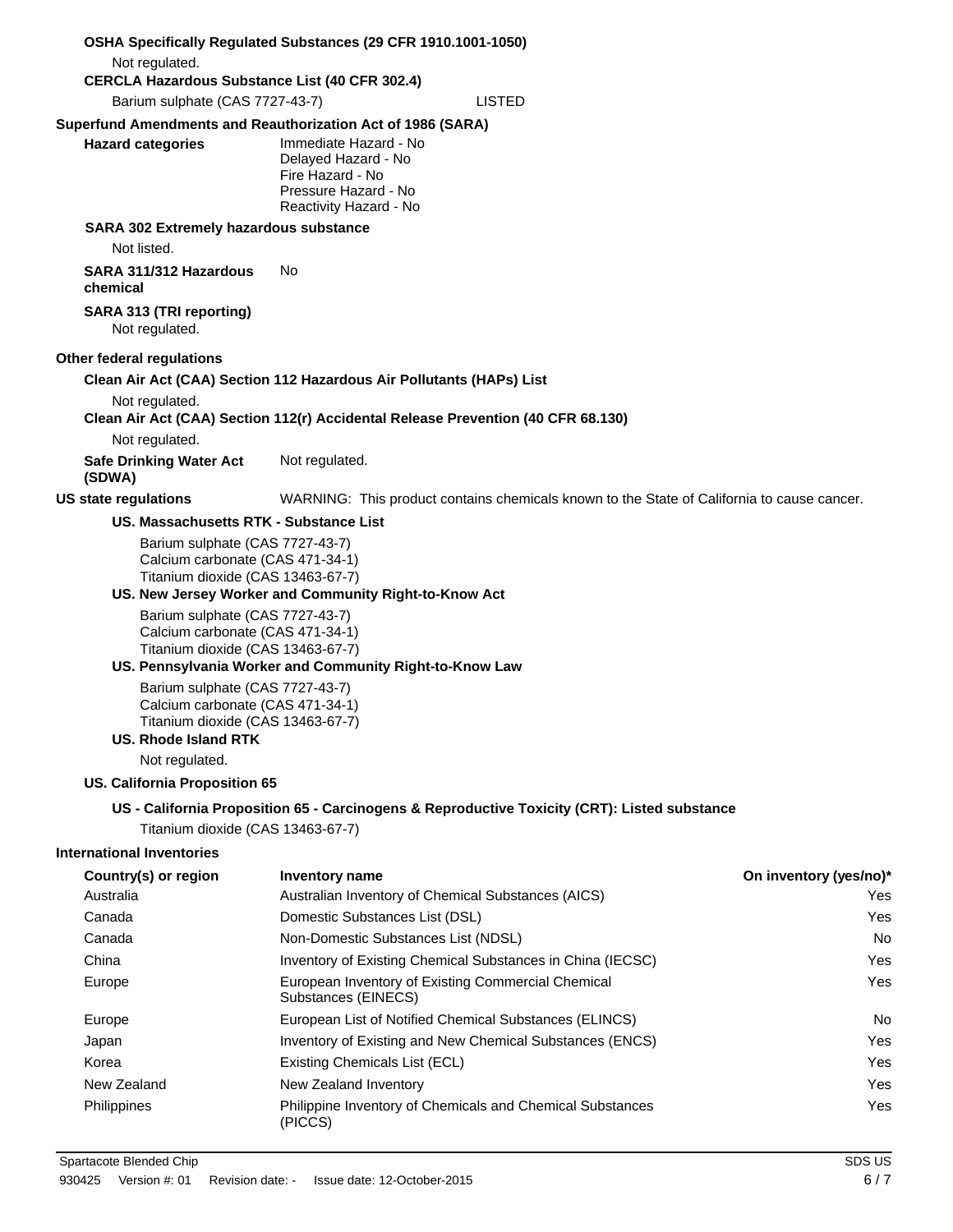**OSHA Specifically Regulated Substances (29 CFR 1910.1001-1050)**

Not regulated.

**CERCLA Hazardous Substance List (40 CFR 302.4)**

Barium sulphate (CAS 7727-43-7) LISTED

**Superfund Amendments and Reauthorization Act of 1986 (SARA)**

**Hazard categories**

Immediate Hazard - No
Delayed Hazard - No
Fire Hazard - No
Pressure Hazard - No
Reactivity Hazard - No

**SARA 302 Extremely hazardous substance**

Not listed.

**SARA 311/312 Hazardous chemical** No

**SARA 313 (TRI reporting)**

Not regulated.

**Other federal regulations**

**Clean Air Act (CAA) Section 112 Hazardous Air Pollutants (HAPs) List**

Not regulated.

**Clean Air Act (CAA) Section 112(r) Accidental Release Prevention (40 CFR 68.130)**

Not regulated.

**Safe Drinking Water Act (SDWA)** Not regulated.

**US state regulations** WARNING: This product contains chemicals known to the State of California to cause cancer.

**US. Massachusetts RTK - Substance List**

Barium sulphate (CAS 7727-43-7)
Calcium carbonate (CAS 471-34-1)
Titanium dioxide (CAS 13463-67-7)

**US. New Jersey Worker and Community Right-to-Know Act**

Barium sulphate (CAS 7727-43-7)
Calcium carbonate (CAS 471-34-1)
Titanium dioxide (CAS 13463-67-7)

**US. Pennsylvania Worker and Community Right-to-Know Law**

Barium sulphate (CAS 7727-43-7)
Calcium carbonate (CAS 471-34-1)
Titanium dioxide (CAS 13463-67-7)

**US. Rhode Island RTK**

Not regulated.

**US. California Proposition 65**

**US - California Proposition 65 - Carcinogens & Reproductive Toxicity (CRT): Listed substance**

Titanium dioxide (CAS 13463-67-7)

**International Inventories**

| Country(s) or region | Inventory name | On inventory (yes/no)* |
|---|---|---|
| Australia | Australian Inventory of Chemical Substances (AICS) | Yes |
| Canada | Domestic Substances List (DSL) | Yes |
| Canada | Non-Domestic Substances List (NDSL) | No |
| China | Inventory of Existing Chemical Substances in China (IECSC) | Yes |
| Europe | European Inventory of Existing Commercial Chemical Substances (EINECS) | Yes |
| Europe | European List of Notified Chemical Substances (ELINCS) | No |
| Japan | Inventory of Existing and New Chemical Substances (ENCS) | Yes |
| Korea | Existing Chemicals List (ECL) | Yes |
| New Zealand | New Zealand Inventory | Yes |
| Philippines | Philippine Inventory of Chemicals and Chemical Substances (PICCS) | Yes |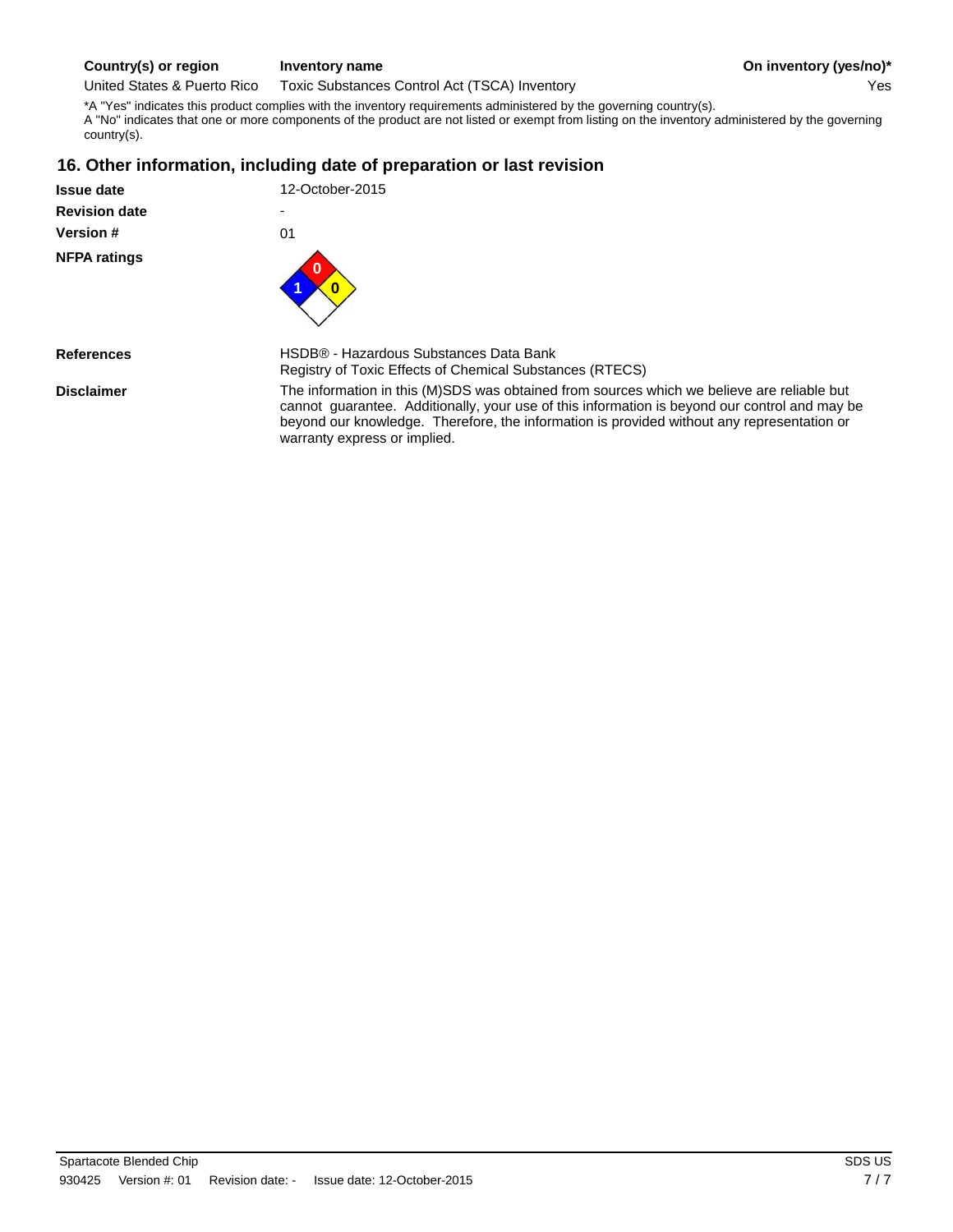| Country(s) or region | Inventory name | On inventory (yes/no)* |
|---|---|---|
| United States & Puerto Rico | Toxic Substances Control Act (TSCA) Inventory | Yes |

*A "Yes" indicates this product complies with the inventory requirements administered by the governing country(s).
A "No" indicates that one or more components of the product are not listed or exempt from listing on the inventory administered by the governing country(s).

## 16. Other information, including date of preparation or last revision

**Issue date** 12-October-2015

**Revision date** -

**Version #** 01

**NFPA ratings**

0
1
0

**References** HSDB® - Hazardous Substances Data Bank
Registry of Toxic Effects of Chemical Substances (RTECS)

**Disclaimer** The information in this (M)SDS was obtained from sources which we believe are reliable but cannot guarantee. Additionally, your use of this information is beyond our control and may be beyond our knowledge. Therefore, the information is provided without any representation or warranty express or implied.